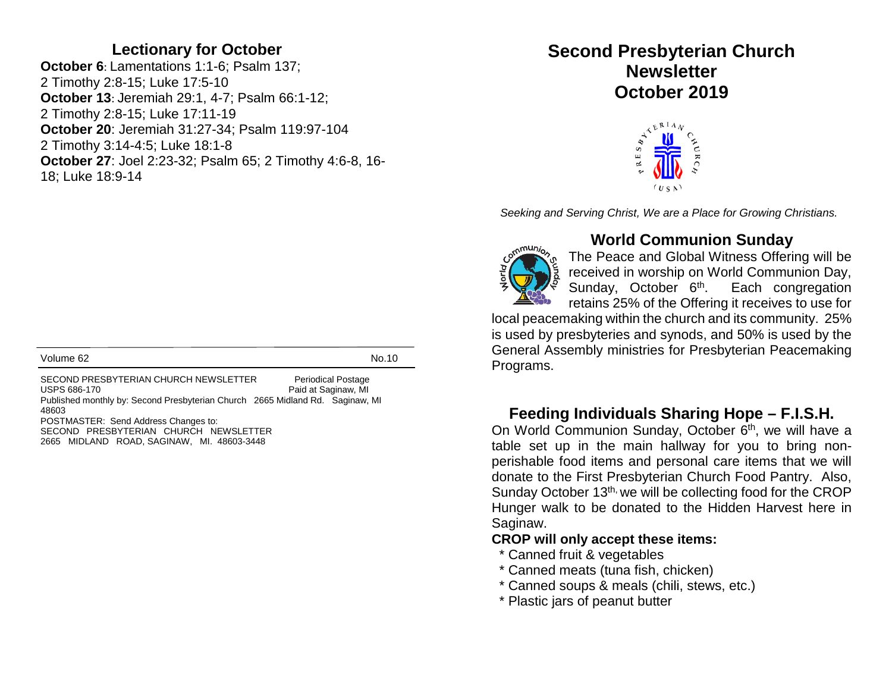## Lectionary for October

**October 6**: Lamentations 1:1-6; Psalm 137; 2 Timothy 2:8-15; Luke 17:5-10
**October 13**: Jeremiah 29:1, 4-7; Psalm 66:1-12; 2 Timothy 2:8-15; Luke 17:11-19
**October 20**: Jeremiah 31:27-34; Psalm 119:97-104 2 Timothy 3:14-4:5; Luke 18:1-8
**October 27**: Joel 2:23-32; Psalm 65; 2 Timothy 4:6-8, 16-18; Luke 18:9-14

Volume 62 No.10

SECOND PRESBYTERIAN CHURCH NEWSLETTER Periodical Postage
USPS 686-170 Paid at Saginaw, MI
Published monthly by: Second Presbyterian Church 2665 Midland Rd. Saginaw, MI 48603
POSTMASTER: Send Address Changes to:
SECOND PRESBYTERIAN CHURCH NEWSLETTER
2665 MIDLAND ROAD, SAGINAW, MI. 48603-3448

# Second Presbyterian Church Newsletter October 2019

*Seeking and Serving Christ, We are a Place for Growing Christians.*

## World Communion Sunday

The Peace and Global Witness Offering will be received in worship on World Communion Day, Sunday, October 6th. Each congregation retains 25% of the Offering it receives to use for local peacemaking within the church and its community. 25% is used by presbyteries and synods, and 50% is used by the General Assembly ministries for Presbyterian Peacemaking Programs.

## Feeding Individuals Sharing Hope – F.I.S.H.

On World Communion Sunday, October 6th, we will have a table set up in the main hallway for you to bring non-perishable food items and personal care items that we will donate to the First Presbyterian Church Food Pantry. Also, Sunday October 13th, we will be collecting food for the CROP Hunger walk to be donated to the Hidden Harvest here in Saginaw.

**CROP will only accept these items:**

* Canned fruit & vegetables
* Canned meats (tuna fish, chicken)
* Canned soups & meals (chili, stews, etc.)
* Plastic jars of peanut butter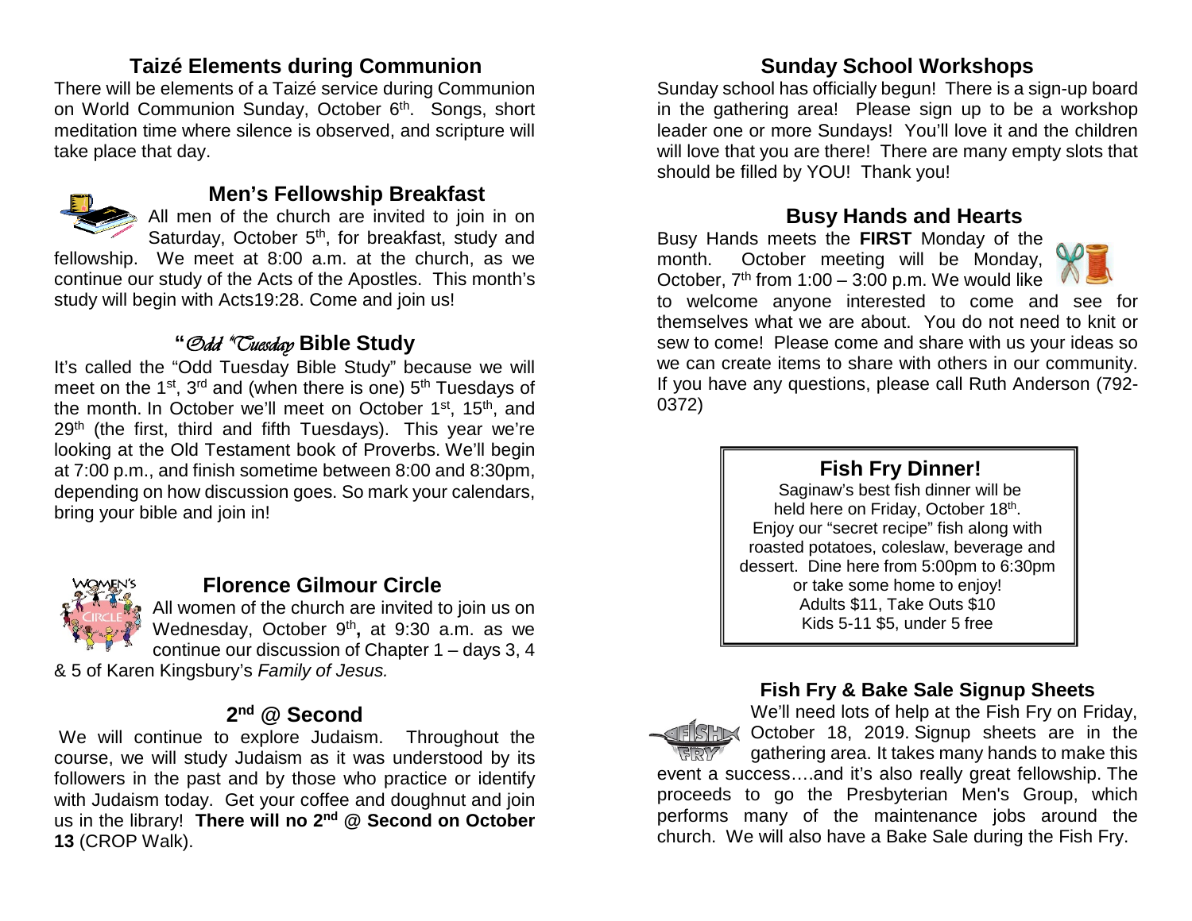## Taizé Elements during Communion

There will be elements of a Taizé service during Communion on World Communion Sunday, October 6th. Songs, short meditation time where silence is observed, and scripture will take place that day.

## Men's Fellowship Breakfast

All men of the church are invited to join in on Saturday, October 5th, for breakfast, study and fellowship. We meet at 8:00 a.m. at the church, as we continue our study of the Acts of the Apostles. This month's study will begin with Acts19:28. Come and join us!

## "*Odd "Tuesday* Bible Study

It's called the "Odd Tuesday Bible Study" because we will meet on the 1st, 3rd and (when there is one) 5th Tuesdays of the month. In October we'll meet on October 1st, 15th, and 29th (the first, third and fifth Tuesdays). This year we're looking at the Old Testament book of Proverbs. We'll begin at 7:00 p.m., and finish sometime between 8:00 and 8:30pm, depending on how discussion goes. So mark your calendars, bring your bible and join in!

## Florence Gilmour Circle

All women of the church are invited to join us on Wednesday, October 9th**,** at 9:30 a.m. as we continue our discussion of Chapter 1 – days 3, 4 & 5 of Karen Kingsbury's *Family of Jesus.*

## 2nd @ Second

We will continue to explore Judaism. Throughout the course, we will study Judaism as it was understood by its followers in the past and by those who practice or identify with Judaism today. Get your coffee and doughnut and join us in the library! **There will no 2nd @ Second on October 13** (CROP Walk).

## Sunday School Workshops

Sunday school has officially begun! There is a sign-up board in the gathering area! Please sign up to be a workshop leader one or more Sundays! You'll love it and the children will love that you are there! There are many empty slots that should be filled by YOU! Thank you!

## Busy Hands and Hearts

Busy Hands meets the **FIRST** Monday of the month. October meeting will be Monday, October, 7th from 1:00 – 3:00 p.m. We would like to welcome anyone interested to come and see for themselves what we are about. You do not need to knit or sew to come! Please come and share with us your ideas so we can create items to share with others in our community. If you have any questions, please call Ruth Anderson (792-0372)

## Fish Fry Dinner!

Saginaw's best fish dinner will be held here on Friday, October 18th.
Enjoy our "secret recipe" fish along with roasted potatoes, coleslaw, beverage and dessert. Dine here from 5:00pm to 6:30pm or take some home to enjoy!
Adults $11, Take Outs $10
Kids 5-11 $5, under 5 free

## Fish Fry & Bake Sale Signup Sheets

We'll need lots of help at the Fish Fry on Friday, October 18, 2019. Signup sheets are in the gathering area. It takes many hands to make this event a success….and it's also really great fellowship. The proceeds to go the Presbyterian Men's Group, which performs many of the maintenance jobs around the church. We will also have a Bake Sale during the Fish Fry.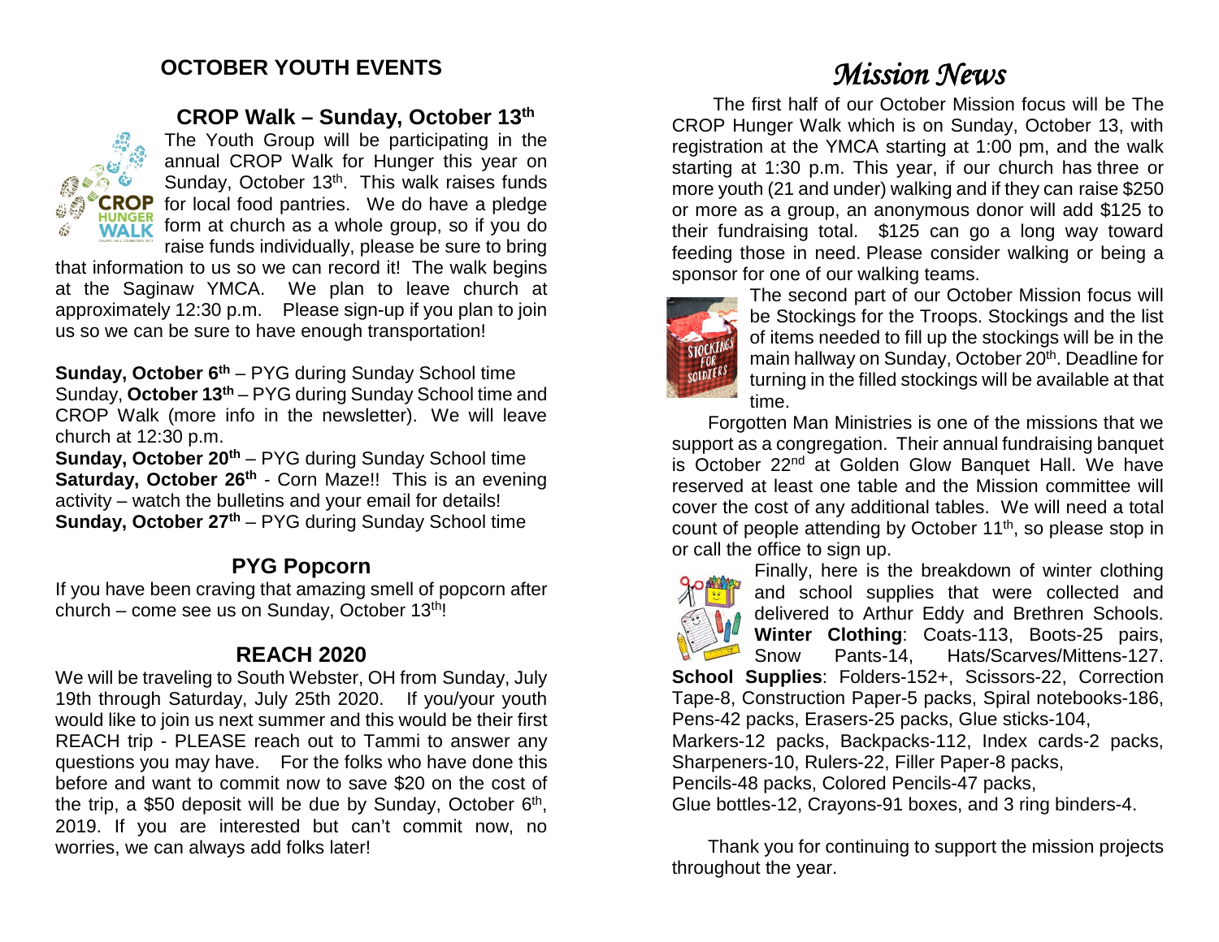## OCTOBER YOUTH EVENTS

### CROP Walk – Sunday, October 13th

The Youth Group will be participating in the annual CROP Walk for Hunger this year on Sunday, October 13th. This walk raises funds for local food pantries. We do have a pledge form at church as a whole group, so if you do raise funds individually, please be sure to bring that information to us so we can record it! The walk begins at the Saginaw YMCA. We plan to leave church at approximately 12:30 p.m. Please sign-up if you plan to join us so we can be sure to have enough transportation!

**Sunday, October 6th** – PYG during Sunday School time
Sunday, **October 13th** – PYG during Sunday School time and CROP Walk (more info in the newsletter). We will leave church at 12:30 p.m.
**Sunday, October 20th** – PYG during Sunday School time
**Saturday, October 26th** - Corn Maze!! This is an evening activity – watch the bulletins and your email for details!
**Sunday, October 27th** – PYG during Sunday School time

### PYG Popcorn

If you have been craving that amazing smell of popcorn after church – come see us on Sunday, October 13th!

### REACH 2020

We will be traveling to South Webster, OH from Sunday, July 19th through Saturday, July 25th 2020. If you/your youth would like to join us next summer and this would be their first REACH trip - PLEASE reach out to Tammi to answer any questions you may have. For the folks who have done this before and want to commit now to save $20 on the cost of the trip, a $50 deposit will be due by Sunday, October 6th, 2019. If you are interested but can't commit now, no worries, we can always add folks later!

# *Mission News*

The first half of our October Mission focus will be The CROP Hunger Walk which is on Sunday, October 13, with registration at the YMCA starting at 1:00 pm, and the walk starting at 1:30 p.m. This year, if our church has three or more youth (21 and under) walking and if they can raise $250 or more as a group, an anonymous donor will add $125 to their fundraising total. $125 can go a long way toward feeding those in need. Please consider walking or being a sponsor for one of our walking teams.

The second part of our October Mission focus will be Stockings for the Troops. Stockings and the list of items needed to fill up the stockings will be in the main hallway on Sunday, October 20th. Deadline for turning in the filled stockings will be available at that time.

Forgotten Man Ministries is one of the missions that we support as a congregation. Their annual fundraising banquet is October 22nd at Golden Glow Banquet Hall. We have reserved at least one table and the Mission committee will cover the cost of any additional tables. We will need a total count of people attending by October 11th, so please stop in or call the office to sign up.

Finally, here is the breakdown of winter clothing and school supplies that were collected and delivered to Arthur Eddy and Brethren Schools. **Winter Clothing**: Coats-113, Boots-25 pairs, Snow Pants-14, Hats/Scarves/Mittens-127. **School Supplies**: Folders-152+, Scissors-22, Correction Tape-8, Construction Paper-5 packs, Spiral notebooks-186, Pens-42 packs, Erasers-25 packs, Glue sticks-104,
Markers-12 packs, Backpacks-112, Index cards-2 packs, Sharpeners-10, Rulers-22, Filler Paper-8 packs,
Pencils-48 packs, Colored Pencils-47 packs,
Glue bottles-12, Crayons-91 boxes, and 3 ring binders-4.

Thank you for continuing to support the mission projects throughout the year.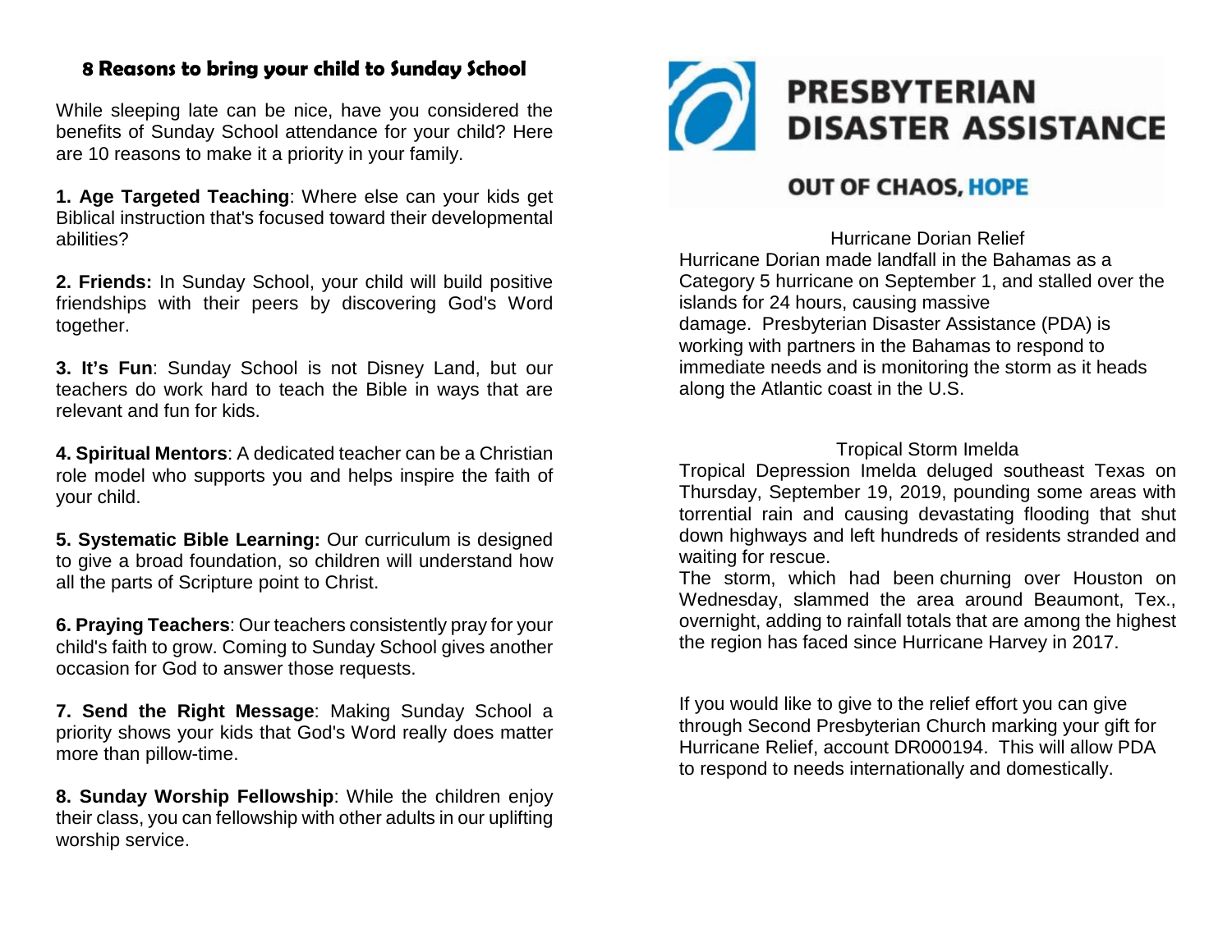## 8 Reasons to bring your child to Sunday School

While sleeping late can be nice, have you considered the benefits of Sunday School attendance for your child? Here are 10 reasons to make it a priority in your family.

**1. Age Targeted Teaching**: Where else can your kids get Biblical instruction that's focused toward their developmental abilities?

**2. Friends:** In Sunday School, your child will build positive friendships with their peers by discovering God's Word together.

**3. It's Fun**: Sunday School is not Disney Land, but our teachers do work hard to teach the Bible in ways that are relevant and fun for kids.

**4. Spiritual Mentors**: A dedicated teacher can be a Christian role model who supports you and helps inspire the faith of your child.

**5. Systematic Bible Learning:** Our curriculum is designed to give a broad foundation, so children will understand how all the parts of Scripture point to Christ.

**6. Praying Teachers**: Our teachers consistently pray for your child's faith to grow. Coming to Sunday School gives another occasion for God to answer those requests.

**7. Send the Right Message**: Making Sunday School a priority shows your kids that God's Word really does matter more than pillow-time.

**8. Sunday Worship Fellowship**: While the children enjoy their class, you can fellowship with other adults in our uplifting worship service.

## PRESBYTERIAN DISASTER ASSISTANCE

**OUT OF CHAOS, HOPE**

### Hurricane Dorian Relief

Hurricane Dorian made landfall in the Bahamas as a Category 5 hurricane on September 1, and stalled over the islands for 24 hours, causing massive damage. Presbyterian Disaster Assistance (PDA) is working with partners in the Bahamas to respond to immediate needs and is monitoring the storm as it heads along the Atlantic coast in the U.S.

### Tropical Storm Imelda

Tropical Depression Imelda deluged southeast Texas on Thursday, September 19, 2019, pounding some areas with torrential rain and causing devastating flooding that shut down highways and left hundreds of residents stranded and waiting for rescue.

The storm, which had been churning over Houston on Wednesday, slammed the area around Beaumont, Tex., overnight, adding to rainfall totals that are among the highest the region has faced since Hurricane Harvey in 2017.

If you would like to give to the relief effort you can give through Second Presbyterian Church marking your gift for Hurricane Relief, account DR000194. This will allow PDA to respond to needs internationally and domestically.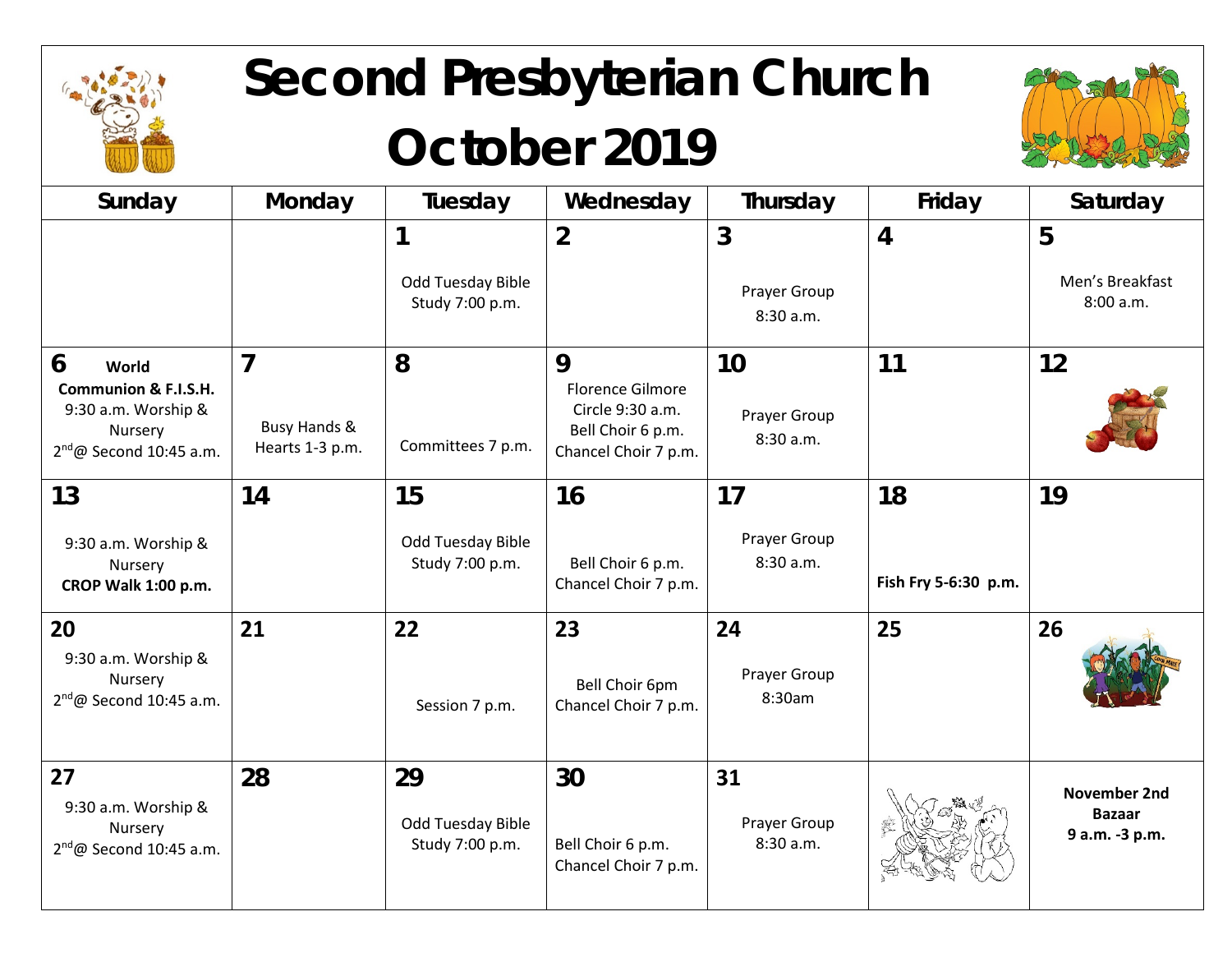# Second Presbyterian Church

# October 2019

| Sunday | Monday | Tuesday | Wednesday | Thursday | Friday | Saturday |
|---|---|---|---|---|---|---|
| | | **1** Odd Tuesday Bible Study 7:00 p.m. | **2** | **3** Prayer Group 8:30 a.m. | **4** | **5** Men's Breakfast 8:00 a.m. |
| **6** **World Communion & F.I.S.H.** 9:30 a.m. Worship & Nursery 2nd@ Second 10:45 a.m. | **7** Busy Hands & Hearts 1-3 p.m. | **8** Committees 7 p.m. | **9** Florence Gilmore Circle 9:30 a.m. Bell Choir 6 p.m. Chancel Choir 7 p.m. | **10** Prayer Group 8:30 a.m. | **11** | **12** |
| **13** 9:30 a.m. Worship & Nursery **CROP Walk 1:00 p.m.** | **14** | **15** Odd Tuesday Bible Study 7:00 p.m. | **16** Bell Choir 6 p.m. Chancel Choir 7 p.m. | **17** Prayer Group 8:30 a.m. | **18** **Fish Fry 5-6:30 p.m.** | **19** |
| **20** 9:30 a.m. Worship & Nursery 2nd@ Second 10:45 a.m. | **21** | **22** Session 7 p.m. | **23** Bell Choir 6pm Chancel Choir 7 p.m. | **24** Prayer Group 8:30am | **25** | **26** |
| **27** 9:30 a.m. Worship & Nursery 2nd@ Second 10:45 a.m. | **28** | **29** Odd Tuesday Bible Study 7:00 p.m. | **30** Bell Choir 6 p.m. Chancel Choir 7 p.m. | **31** Prayer Group 8:30 a.m. | | **November 2nd Bazaar 9 a.m. -3 p.m.** |